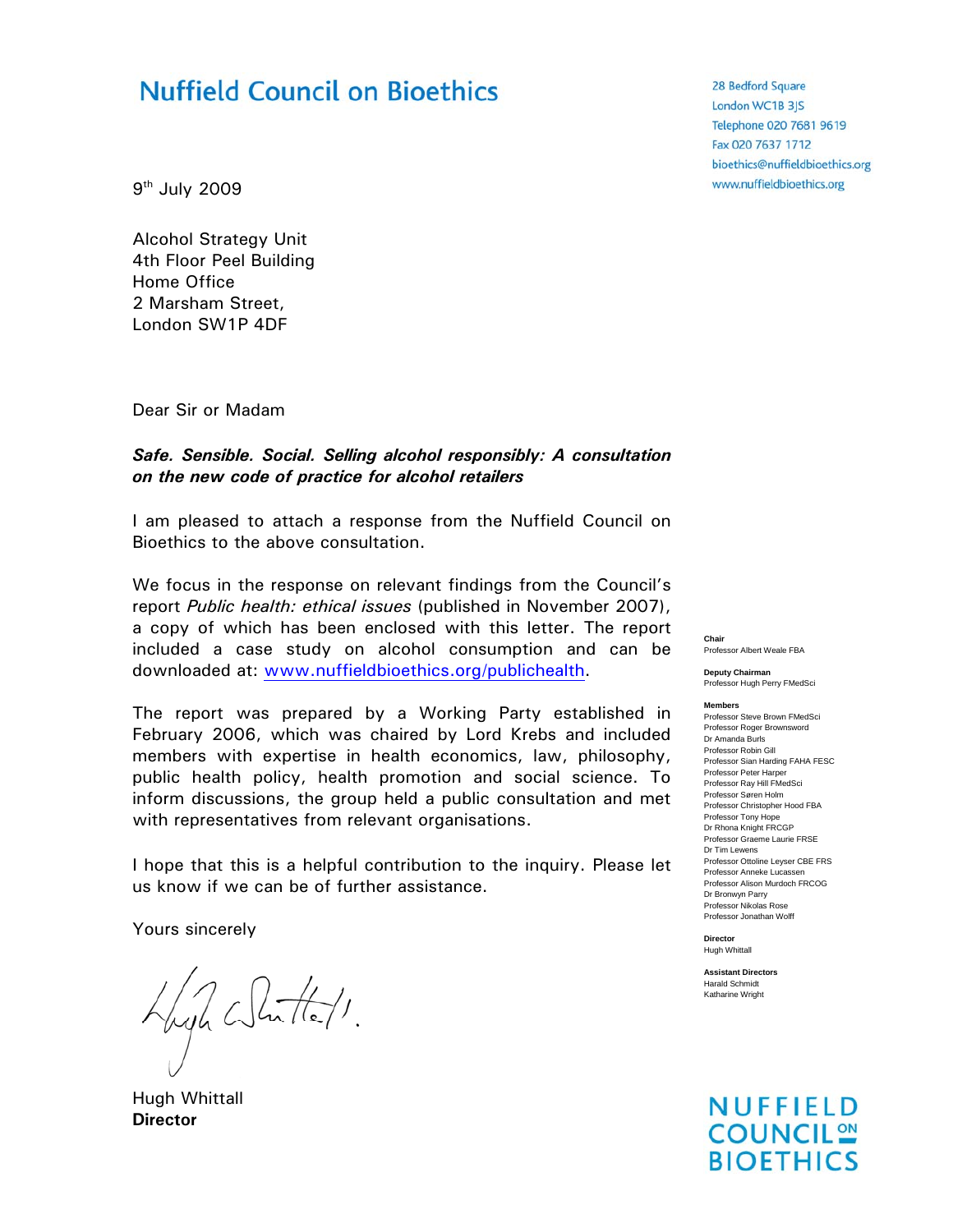# Nuffield Council on Bioethics

28 Bedford Square
London WC1B 3JS
Telephone 020 7681 9619
Fax 020 7637 1712
bioethics@nuffieldbioethics.org
www.nuffieldbioethics.org

9th July 2009

Alcohol Strategy Unit
4th Floor Peel Building
Home Office
2 Marsham Street,
London SW1P 4DF

Dear Sir or Madam

***Safe. Sensible. Social. Selling alcohol responsibly: A consultation on the new code of practice for alcohol retailers***

I am pleased to attach a response from the Nuffield Council on Bioethics to the above consultation.

We focus in the response on relevant findings from the Council's report *Public health: ethical issues* (published in November 2007), a copy of which has been enclosed with this letter. The report included a case study on alcohol consumption and can be downloaded at: www.nuffieldbioethics.org/publichealth.

The report was prepared by a Working Party established in February 2006, which was chaired by Lord Krebs and included members with expertise in health economics, law, philosophy, public health policy, health promotion and social science. To inform discussions, the group held a public consultation and met with representatives from relevant organisations.

I hope that this is a helpful contribution to the inquiry. Please let us know if we can be of further assistance.

Yours sincerely

Hugh Whittall
**Director**

**Chair**
Professor Albert Weale FBA

**Deputy Chairman**
Professor Hugh Perry FMedSci

**Members**
Professor Steve Brown FMedSci
Professor Roger Brownsword
Dr Amanda Burls
Professor Robin Gill
Professor Sian Harding FAHA FESC
Professor Peter Harper
Professor Ray Hill FMedSci
Professor Søren Holm
Professor Christopher Hood FBA
Professor Tony Hope
Dr Rhona Knight FRCGP
Professor Graeme Laurie FRSE
Dr Tim Lewens
Professor Ottoline Leyser CBE FRS
Professor Anneke Lucassen
Professor Alison Murdoch FRCOG
Dr Bronwyn Parry
Professor Nikolas Rose
Professor Jonathan Wolff

**Director**
Hugh Whittall

**Assistant Directors**
Harald Schmidt
Katharine Wright

NUFFIELD COUNCIL ON BIOETHICS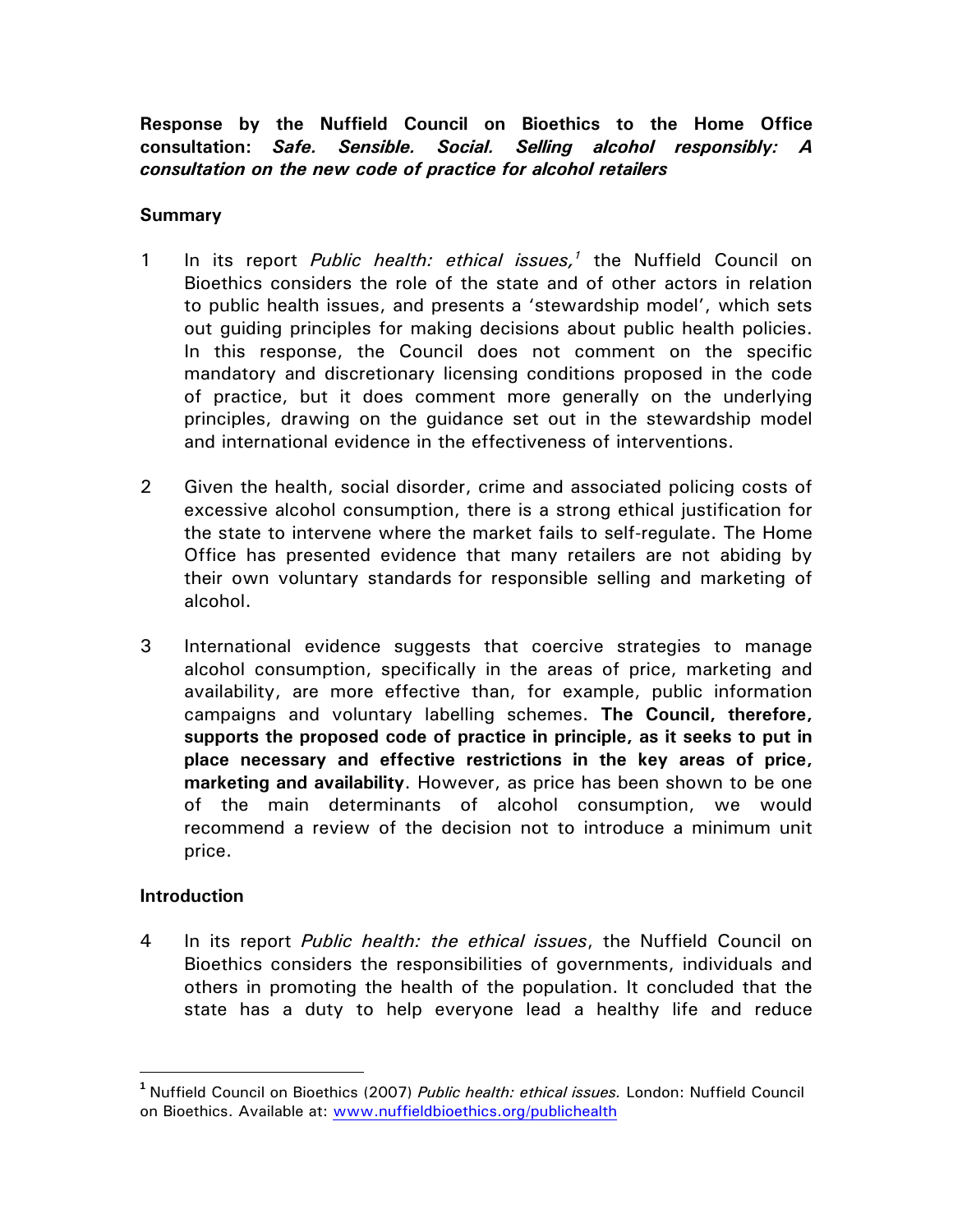**Response by the Nuffield Council on Bioethics to the Home Office consultation: *Safe. Sensible. Social. Selling alcohol responsibly: A consultation on the new code of practice for alcohol retailers***

## Summary

1 In its report *Public health: ethical issues,*[1] the Nuffield Council on Bioethics considers the role of the state and of other actors in relation to public health issues, and presents a 'stewardship model', which sets out guiding principles for making decisions about public health policies. In this response, the Council does not comment on the specific mandatory and discretionary licensing conditions proposed in the code of practice, but it does comment more generally on the underlying principles, drawing on the guidance set out in the stewardship model and international evidence in the effectiveness of interventions.

2 Given the health, social disorder, crime and associated policing costs of excessive alcohol consumption, there is a strong ethical justification for the state to intervene where the market fails to self-regulate. The Home Office has presented evidence that many retailers are not abiding by their own voluntary standards for responsible selling and marketing of alcohol.

3 International evidence suggests that coercive strategies to manage alcohol consumption, specifically in the areas of price, marketing and availability, are more effective than, for example, public information campaigns and voluntary labelling schemes. **The Council, therefore, supports the proposed code of practice in principle, as it seeks to put in place necessary and effective restrictions in the key areas of price, marketing and availability**. However, as price has been shown to be one of the main determinants of alcohol consumption, we would recommend a review of the decision not to introduce a minimum unit price.

## Introduction

4 In its report *Public health: the ethical issues*, the Nuffield Council on Bioethics considers the responsibilities of governments, individuals and others in promoting the health of the population. It concluded that the state has a duty to help everyone lead a healthy life and reduce

[1] Nuffield Council on Bioethics (2007) *Public health: ethical issues.* London: Nuffield Council on Bioethics. Available at: www.nuffieldbioethics.org/publichealth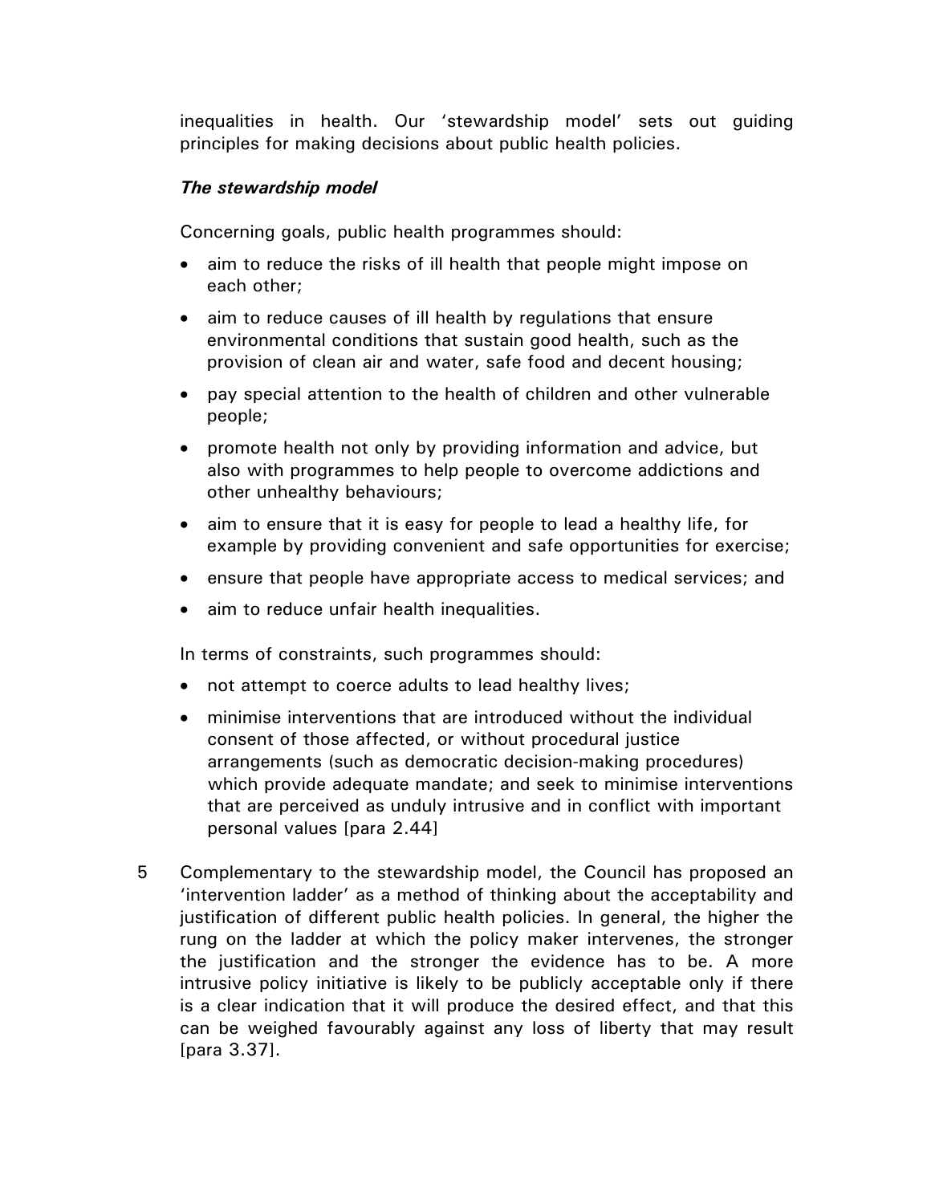inequalities in health. Our 'stewardship model' sets out guiding principles for making decisions about public health policies.

***The stewardship model***

Concerning goals, public health programmes should:

- aim to reduce the risks of ill health that people might impose on each other;
- aim to reduce causes of ill health by regulations that ensure environmental conditions that sustain good health, such as the provision of clean air and water, safe food and decent housing;
- pay special attention to the health of children and other vulnerable people;
- promote health not only by providing information and advice, but also with programmes to help people to overcome addictions and other unhealthy behaviours;
- aim to ensure that it is easy for people to lead a healthy life, for example by providing convenient and safe opportunities for exercise;
- ensure that people have appropriate access to medical services; and
- aim to reduce unfair health inequalities.

In terms of constraints, such programmes should:

- not attempt to coerce adults to lead healthy lives;
- minimise interventions that are introduced without the individual consent of those affected, or without procedural justice arrangements (such as democratic decision-making procedures) which provide adequate mandate; and seek to minimise interventions that are perceived as unduly intrusive and in conflict with important personal values [para 2.44]

5 Complementary to the stewardship model, the Council has proposed an 'intervention ladder' as a method of thinking about the acceptability and justification of different public health policies. In general, the higher the rung on the ladder at which the policy maker intervenes, the stronger the justification and the stronger the evidence has to be. A more intrusive policy initiative is likely to be publicly acceptable only if there is a clear indication that it will produce the desired effect, and that this can be weighed favourably against any loss of liberty that may result [para 3.37].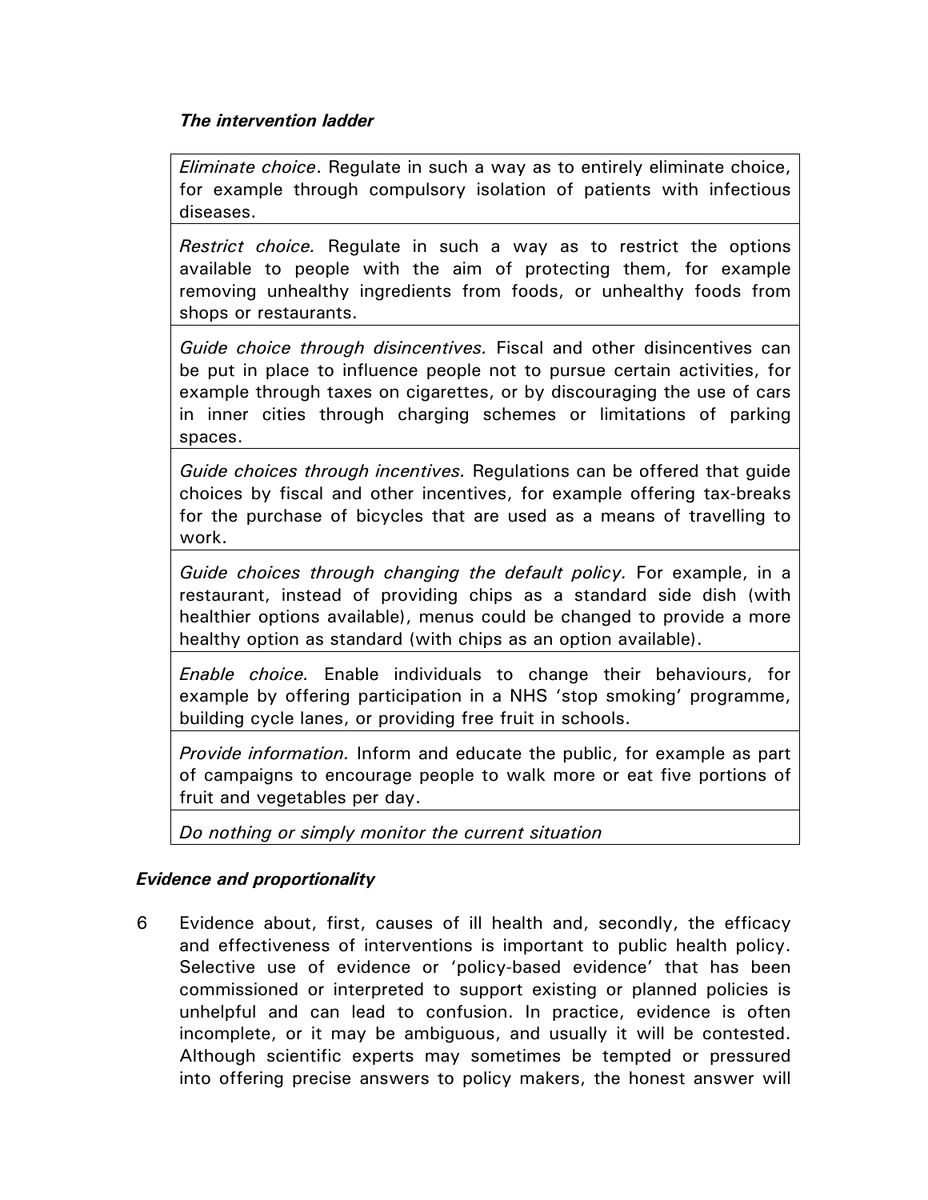### *The intervention ladder*

| |
|---|
| *Eliminate choice*. Regulate in such a way as to entirely eliminate choice, for example through compulsory isolation of patients with infectious diseases. |
| *Restrict choice.* Regulate in such a way as to restrict the options available to people with the aim of protecting them, for example removing unhealthy ingredients from foods, or unhealthy foods from shops or restaurants. |
| *Guide choice through disincentives.* Fiscal and other disincentives can be put in place to influence people not to pursue certain activities, for example through taxes on cigarettes, or by discouraging the use of cars in inner cities through charging schemes or limitations of parking spaces. |
| *Guide choices through incentives.* Regulations can be offered that guide choices by fiscal and other incentives, for example offering tax-breaks for the purchase of bicycles that are used as a means of travelling to work. |
| *Guide choices through changing the default policy.* For example, in a restaurant, instead of providing chips as a standard side dish (with healthier options available), menus could be changed to provide a more healthy option as standard (with chips as an option available). |
| *Enable choice.* Enable individuals to change their behaviours, for example by offering participation in a NHS 'stop smoking' programme, building cycle lanes, or providing free fruit in schools. |
| *Provide information.* Inform and educate the public, for example as part of campaigns to encourage people to walk more or eat five portions of fruit and vegetables per day. |
| *Do nothing or simply monitor the current situation* |

### *Evidence and proportionality*

6 Evidence about, first, causes of ill health and, secondly, the efficacy and effectiveness of interventions is important to public health policy. Selective use of evidence or 'policy-based evidence' that has been commissioned or interpreted to support existing or planned policies is unhelpful and can lead to confusion. In practice, evidence is often incomplete, or it may be ambiguous, and usually it will be contested. Although scientific experts may sometimes be tempted or pressured into offering precise answers to policy makers, the honest answer will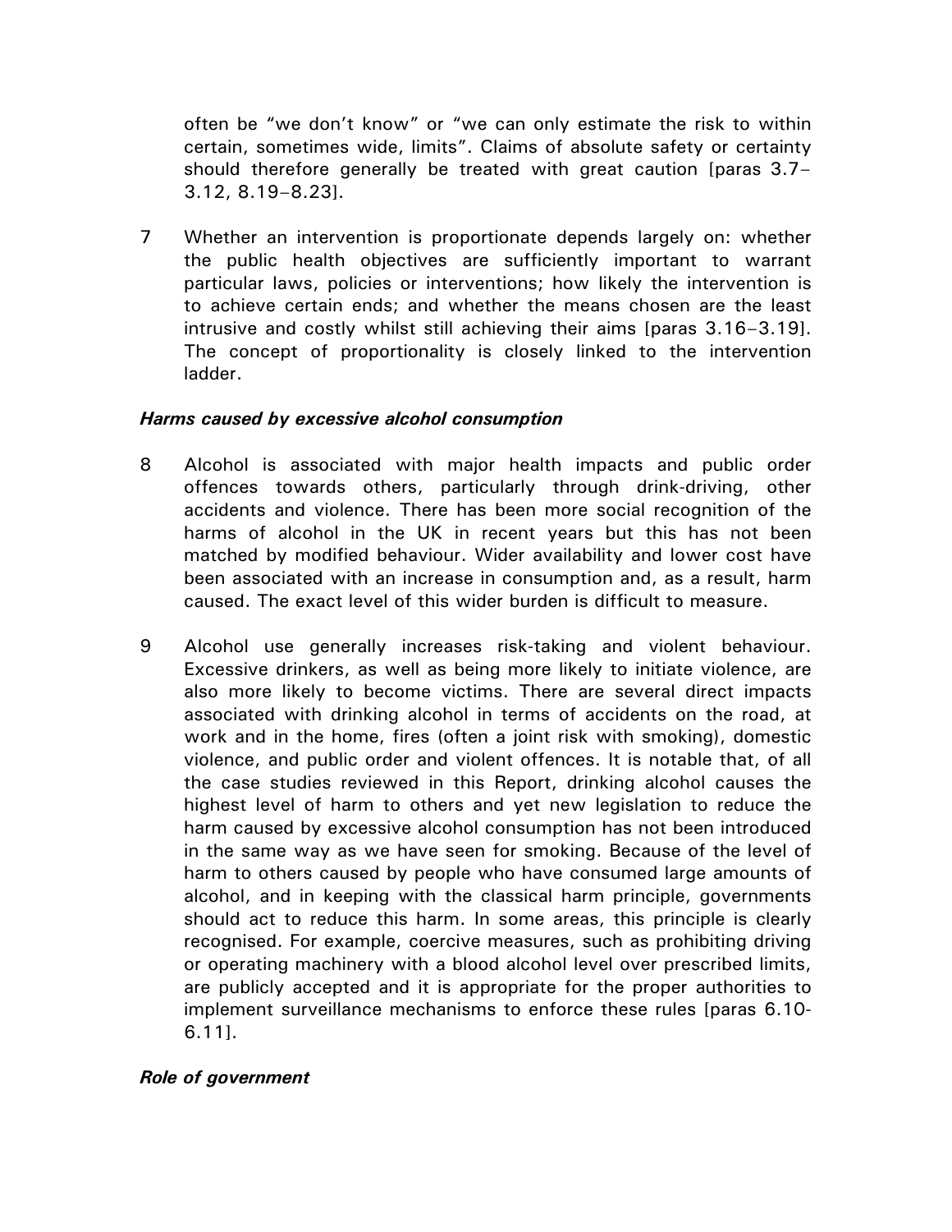often be "we don't know" or "we can only estimate the risk to within certain, sometimes wide, limits". Claims of absolute safety or certainty should therefore generally be treated with great caution [paras 3.7–3.12, 8.19–8.23].

7 Whether an intervention is proportionate depends largely on: whether the public health objectives are sufficiently important to warrant particular laws, policies or interventions; how likely the intervention is to achieve certain ends; and whether the means chosen are the least intrusive and costly whilst still achieving their aims [paras 3.16–3.19]. The concept of proportionality is closely linked to the intervention ladder.

***Harms caused by excessive alcohol consumption***

8 Alcohol is associated with major health impacts and public order offences towards others, particularly through drink-driving, other accidents and violence. There has been more social recognition of the harms of alcohol in the UK in recent years but this has not been matched by modified behaviour. Wider availability and lower cost have been associated with an increase in consumption and, as a result, harm caused. The exact level of this wider burden is difficult to measure.

9 Alcohol use generally increases risk-taking and violent behaviour. Excessive drinkers, as well as being more likely to initiate violence, are also more likely to become victims. There are several direct impacts associated with drinking alcohol in terms of accidents on the road, at work and in the home, fires (often a joint risk with smoking), domestic violence, and public order and violent offences. It is notable that, of all the case studies reviewed in this Report, drinking alcohol causes the highest level of harm to others and yet new legislation to reduce the harm caused by excessive alcohol consumption has not been introduced in the same way as we have seen for smoking. Because of the level of harm to others caused by people who have consumed large amounts of alcohol, and in keeping with the classical harm principle, governments should act to reduce this harm. In some areas, this principle is clearly recognised. For example, coercive measures, such as prohibiting driving or operating machinery with a blood alcohol level over prescribed limits, are publicly accepted and it is appropriate for the proper authorities to implement surveillance mechanisms to enforce these rules [paras 6.10-6.11].

***Role of government***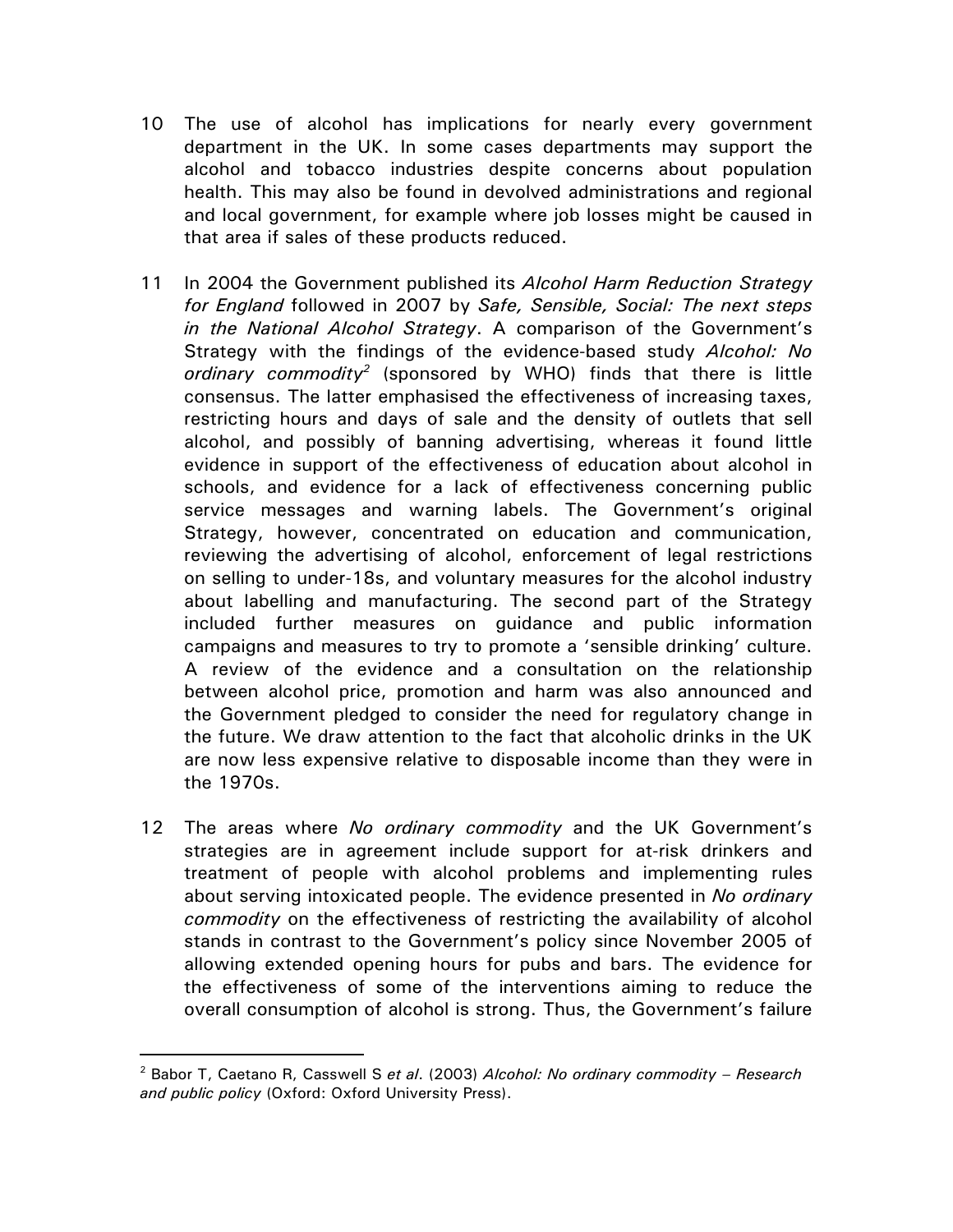10 The use of alcohol has implications for nearly every government department in the UK. In some cases departments may support the alcohol and tobacco industries despite concerns about population health. This may also be found in devolved administrations and regional and local government, for example where job losses might be caused in that area if sales of these products reduced.

11 In 2004 the Government published its *Alcohol Harm Reduction Strategy for England* followed in 2007 by *Safe, Sensible, Social: The next steps in the National Alcohol Strategy*. A comparison of the Government's Strategy with the findings of the evidence-based study *Alcohol: No ordinary commodity*[2] (sponsored by WHO) finds that there is little consensus. The latter emphasised the effectiveness of increasing taxes, restricting hours and days of sale and the density of outlets that sell alcohol, and possibly of banning advertising, whereas it found little evidence in support of the effectiveness of education about alcohol in schools, and evidence for a lack of effectiveness concerning public service messages and warning labels. The Government's original Strategy, however, concentrated on education and communication, reviewing the advertising of alcohol, enforcement of legal restrictions on selling to under-18s, and voluntary measures for the alcohol industry about labelling and manufacturing. The second part of the Strategy included further measures on guidance and public information campaigns and measures to try to promote a 'sensible drinking' culture. A review of the evidence and a consultation on the relationship between alcohol price, promotion and harm was also announced and the Government pledged to consider the need for regulatory change in the future. We draw attention to the fact that alcoholic drinks in the UK are now less expensive relative to disposable income than they were in the 1970s.

12 The areas where *No ordinary commodity* and the UK Government's strategies are in agreement include support for at-risk drinkers and treatment of people with alcohol problems and implementing rules about serving intoxicated people. The evidence presented in *No ordinary commodity* on the effectiveness of restricting the availability of alcohol stands in contrast to the Government's policy since November 2005 of allowing extended opening hours for pubs and bars. The evidence for the effectiveness of some of the interventions aiming to reduce the overall consumption of alcohol is strong. Thus, the Government's failure

[2] Babor T, Caetano R, Casswell S *et al*. (2003) *Alcohol: No ordinary commodity – Research and public policy* (Oxford: Oxford University Press).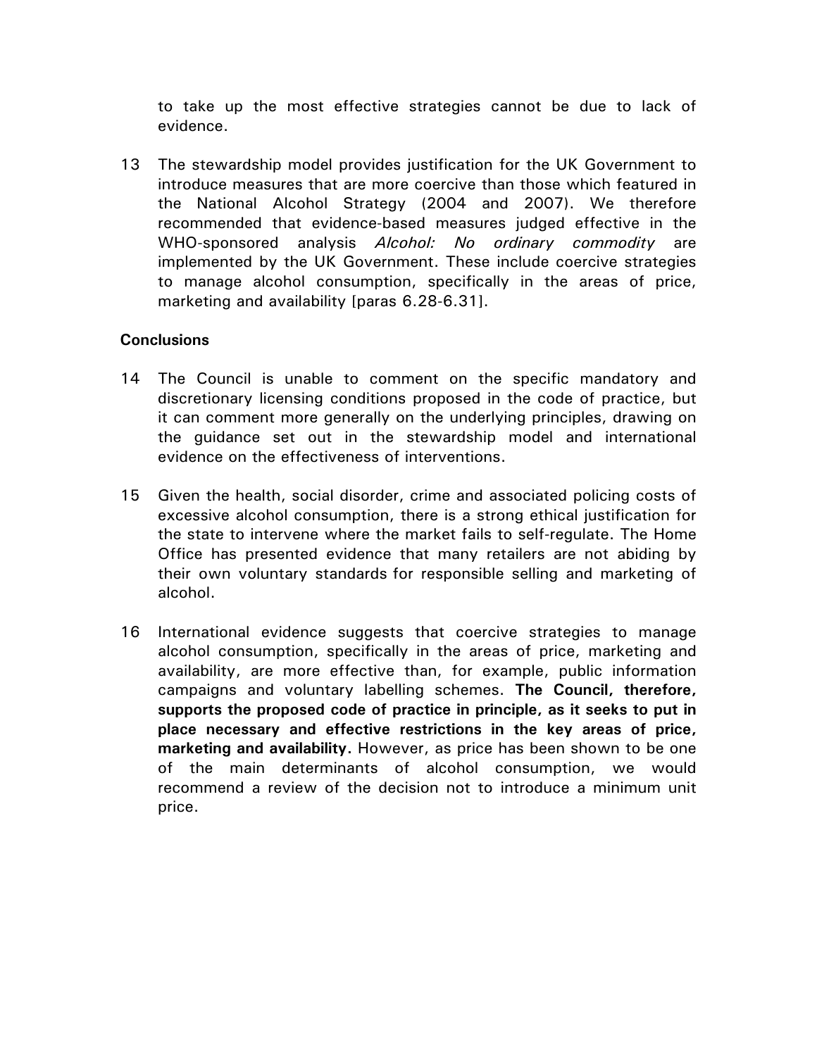to take up the most effective strategies cannot be due to lack of evidence.

13 The stewardship model provides justification for the UK Government to introduce measures that are more coercive than those which featured in the National Alcohol Strategy (2004 and 2007). We therefore recommended that evidence-based measures judged effective in the WHO-sponsored analysis *Alcohol: No ordinary commodity* are implemented by the UK Government. These include coercive strategies to manage alcohol consumption, specifically in the areas of price, marketing and availability [paras 6.28-6.31].

**Conclusions**

14 The Council is unable to comment on the specific mandatory and discretionary licensing conditions proposed in the code of practice, but it can comment more generally on the underlying principles, drawing on the guidance set out in the stewardship model and international evidence on the effectiveness of interventions.

15 Given the health, social disorder, crime and associated policing costs of excessive alcohol consumption, there is a strong ethical justification for the state to intervene where the market fails to self-regulate. The Home Office has presented evidence that many retailers are not abiding by their own voluntary standards for responsible selling and marketing of alcohol.

16 International evidence suggests that coercive strategies to manage alcohol consumption, specifically in the areas of price, marketing and availability, are more effective than, for example, public information campaigns and voluntary labelling schemes. **The Council, therefore, supports the proposed code of practice in principle, as it seeks to put in place necessary and effective restrictions in the key areas of price, marketing and availability.** However, as price has been shown to be one of the main determinants of alcohol consumption, we would recommend a review of the decision not to introduce a minimum unit price.